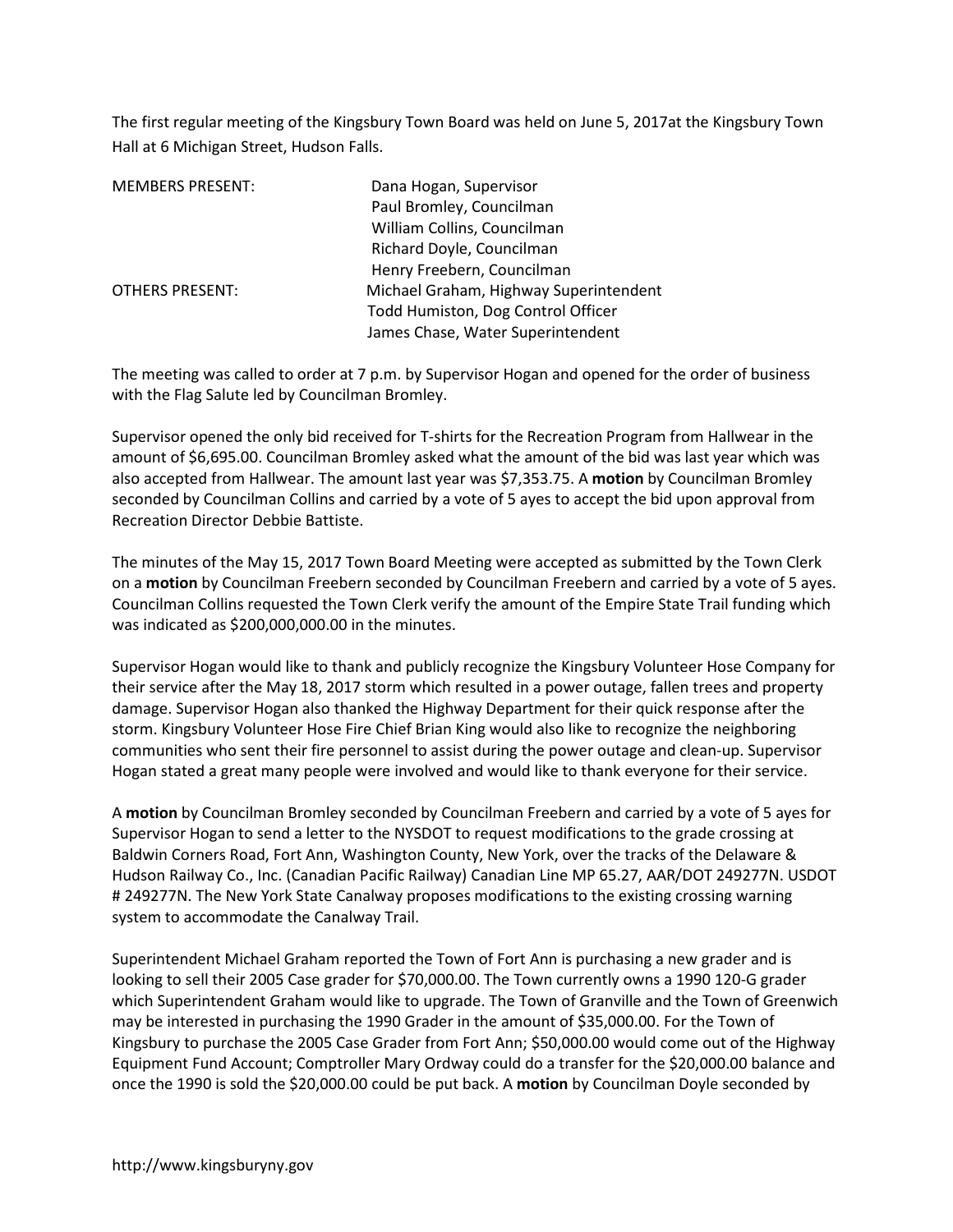The first regular meeting of the Kingsbury Town Board was held on June 5, 2017at the Kingsbury Town Hall at 6 Michigan Street, Hudson Falls.

| | |
|---|---|
| MEMBERS PRESENT: | Dana Hogan, Supervisor |
| | Paul Bromley, Councilman |
| | William Collins, Councilman |
| | Richard Doyle, Councilman |
| | Henry Freebern, Councilman |
| OTHERS PRESENT: | Michael Graham, Highway Superintendent |
| | Todd Humiston, Dog Control Officer |
| | James Chase, Water Superintendent |

The meeting was called to order at 7 p.m. by Supervisor Hogan and opened for the order of business with the Flag Salute led by Councilman Bromley.

Supervisor opened the only bid received for T-shirts for the Recreation Program from Hallwear in the amount of $6,695.00. Councilman Bromley asked what the amount of the bid was last year which was also accepted from Hallwear. The amount last year was $7,353.75. A **motion** by Councilman Bromley seconded by Councilman Collins and carried by a vote of 5 ayes to accept the bid upon approval from Recreation Director Debbie Battiste.

The minutes of the May 15, 2017 Town Board Meeting were accepted as submitted by the Town Clerk on a **motion** by Councilman Freebern seconded by Councilman Freebern and carried by a vote of 5 ayes. Councilman Collins requested the Town Clerk verify the amount of the Empire State Trail funding which was indicated as $200,000,000.00 in the minutes.

Supervisor Hogan would like to thank and publicly recognize the Kingsbury Volunteer Hose Company for their service after the May 18, 2017 storm which resulted in a power outage, fallen trees and property damage. Supervisor Hogan also thanked the Highway Department for their quick response after the storm. Kingsbury Volunteer Hose Fire Chief Brian King would also like to recognize the neighboring communities who sent their fire personnel to assist during the power outage and clean-up. Supervisor Hogan stated a great many people were involved and would like to thank everyone for their service.

A **motion** by Councilman Bromley seconded by Councilman Freebern and carried by a vote of 5 ayes for Supervisor Hogan to send a letter to the NYSDOT to request modifications to the grade crossing at Baldwin Corners Road, Fort Ann, Washington County, New York, over the tracks of the Delaware & Hudson Railway Co., Inc. (Canadian Pacific Railway) Canadian Line MP 65.27, AAR/DOT 249277N. USDOT # 249277N. The New York State Canalway proposes modifications to the existing crossing warning system to accommodate the Canalway Trail.

Superintendent Michael Graham reported the Town of Fort Ann is purchasing a new grader and is looking to sell their 2005 Case grader for $70,000.00. The Town currently owns a 1990 120-G grader which Superintendent Graham would like to upgrade. The Town of Granville and the Town of Greenwich may be interested in purchasing the 1990 Grader in the amount of $35,000.00. For the Town of Kingsbury to purchase the 2005 Case Grader from Fort Ann; $50,000.00 would come out of the Highway Equipment Fund Account; Comptroller Mary Ordway could do a transfer for the $20,000.00 balance and once the 1990 is sold the $20,000.00 could be put back. A **motion** by Councilman Doyle seconded by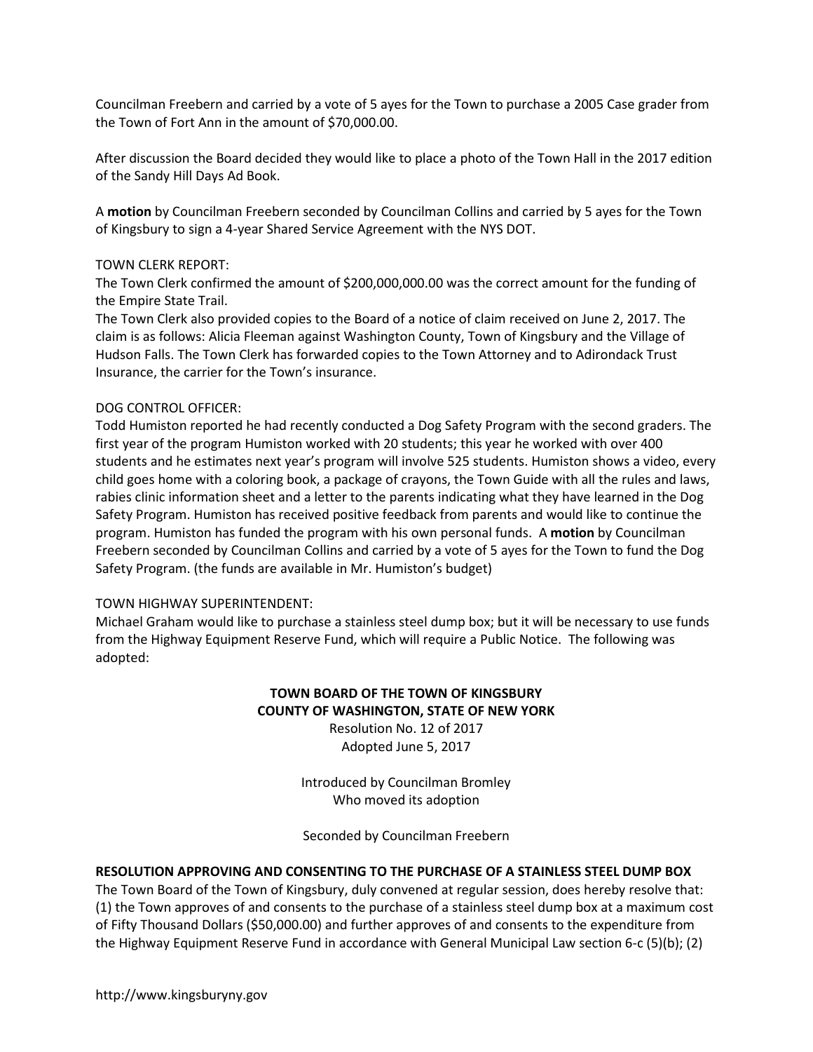Councilman Freebern and carried by a vote of 5 ayes for the Town to purchase a 2005 Case grader from the Town of Fort Ann in the amount of $70,000.00.

After discussion the Board decided they would like to place a photo of the Town Hall in the 2017 edition of the Sandy Hill Days Ad Book.

A **motion** by Councilman Freebern seconded by Councilman Collins and carried by 5 ayes for the Town of Kingsbury to sign a 4-year Shared Service Agreement with the NYS DOT.

TOWN CLERK REPORT:
The Town Clerk confirmed the amount of $200,000,000.00 was the correct amount for the funding of the Empire State Trail.
The Town Clerk also provided copies to the Board of a notice of claim received on June 2, 2017. The claim is as follows: Alicia Fleeman against Washington County, Town of Kingsbury and the Village of Hudson Falls. The Town Clerk has forwarded copies to the Town Attorney and to Adirondack Trust Insurance, the carrier for the Town's insurance.

DOG CONTROL OFFICER:
Todd Humiston reported he had recently conducted a Dog Safety Program with the second graders. The first year of the program Humiston worked with 20 students; this year he worked with over 400 students and he estimates next year's program will involve 525 students. Humiston shows a video, every child goes home with a coloring book, a package of crayons, the Town Guide with all the rules and laws, rabies clinic information sheet and a letter to the parents indicating what they have learned in the Dog Safety Program. Humiston has received positive feedback from parents and would like to continue the program. Humiston has funded the program with his own personal funds. A **motion** by Councilman Freebern seconded by Councilman Collins and carried by a vote of 5 ayes for the Town to fund the Dog Safety Program. (the funds are available in Mr. Humiston's budget)

TOWN HIGHWAY SUPERINTENDENT:
Michael Graham would like to purchase a stainless steel dump box; but it will be necessary to use funds from the Highway Equipment Reserve Fund, which will require a Public Notice. The following was adopted:

**TOWN BOARD OF THE TOWN OF KINGSBURY**
**COUNTY OF WASHINGTON, STATE OF NEW YORK**
Resolution No. 12 of 2017
Adopted June 5, 2017

Introduced by Councilman Bromley
Who moved its adoption

Seconded by Councilman Freebern

**RESOLUTION APPROVING AND CONSENTING TO THE PURCHASE OF A STAINLESS STEEL DUMP BOX**
The Town Board of the Town of Kingsbury, duly convened at regular session, does hereby resolve that: (1) the Town approves of and consents to the purchase of a stainless steel dump box at a maximum cost of Fifty Thousand Dollars ($50,000.00) and further approves of and consents to the expenditure from the Highway Equipment Reserve Fund in accordance with General Municipal Law section 6-c (5)(b); (2)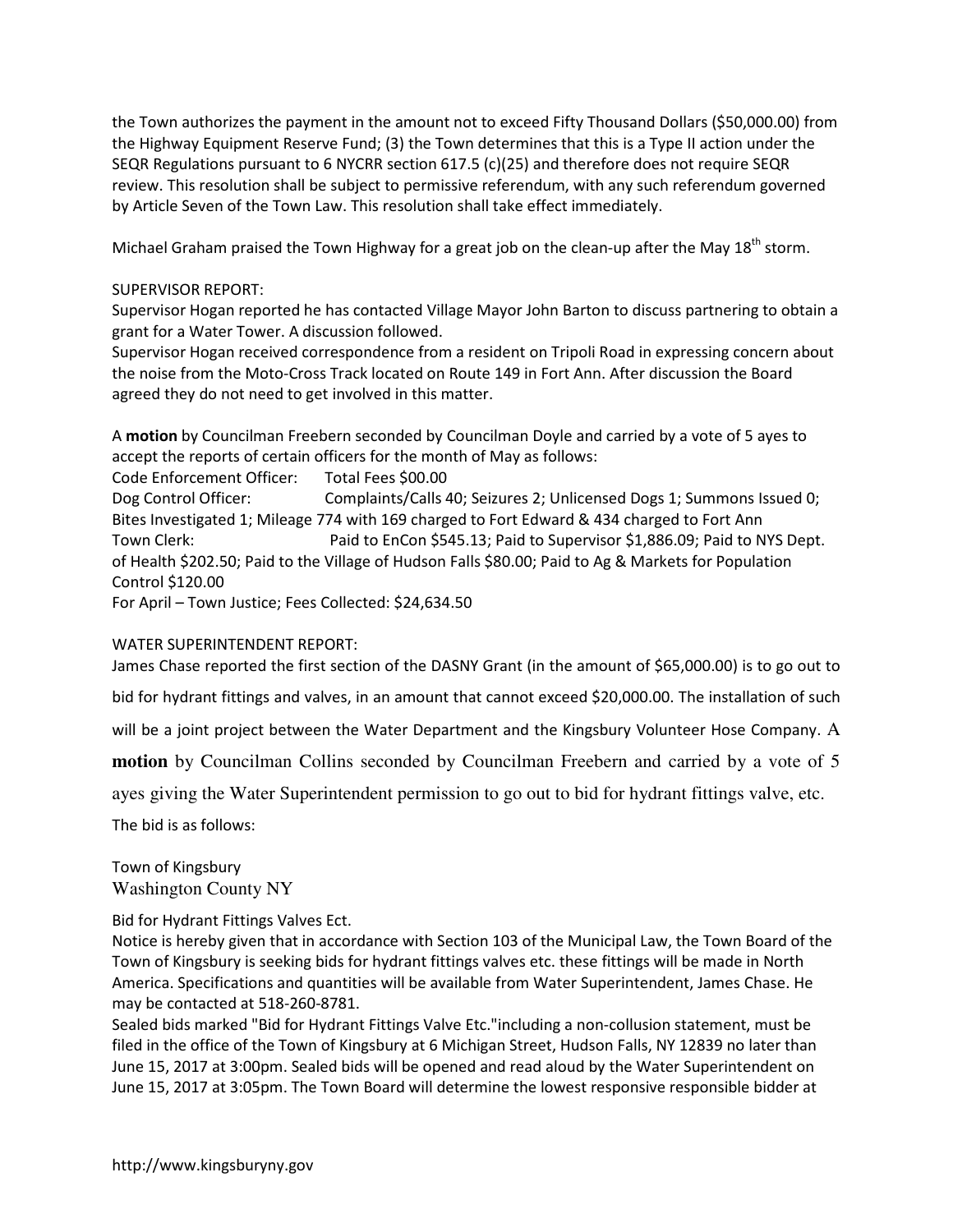the Town authorizes the payment in the amount not to exceed Fifty Thousand Dollars ($50,000.00) from the Highway Equipment Reserve Fund; (3) the Town determines that this is a Type II action under the SEQR Regulations pursuant to 6 NYCRR section 617.5 (c)(25) and therefore does not require SEQR review. This resolution shall be subject to permissive referendum, with any such referendum governed by Article Seven of the Town Law. This resolution shall take effect immediately.

Michael Graham praised the Town Highway for a great job on the clean-up after the May 18th storm.

SUPERVISOR REPORT:
Supervisor Hogan reported he has contacted Village Mayor John Barton to discuss partnering to obtain a grant for a Water Tower. A discussion followed.
Supervisor Hogan received correspondence from a resident on Tripoli Road in expressing concern about the noise from the Moto-Cross Track located on Route 149 in Fort Ann. After discussion the Board agreed they do not need to get involved in this matter.

A **motion** by Councilman Freebern seconded by Councilman Doyle and carried by a vote of 5 ayes to accept the reports of certain officers for the month of May as follows:
Code Enforcement Officer: Total Fees $00.00
Dog Control Officer: Complaints/Calls 40; Seizures 2; Unlicensed Dogs 1; Summons Issued 0; Bites Investigated 1; Mileage 774 with 169 charged to Fort Edward & 434 charged to Fort Ann
Town Clerk: Paid to EnCon $545.13; Paid to Supervisor $1,886.09; Paid to NYS Dept. of Health $202.50; Paid to the Village of Hudson Falls $80.00; Paid to Ag & Markets for Population Control $120.00
For April – Town Justice; Fees Collected: $24,634.50

WATER SUPERINTENDENT REPORT:
James Chase reported the first section of the DASNY Grant (in the amount of $65,000.00) is to go out to bid for hydrant fittings and valves, in an amount that cannot exceed $20,000.00. The installation of such will be a joint project between the Water Department and the Kingsbury Volunteer Hose Company. A **motion** by Councilman Collins seconded by Councilman Freebern and carried by a vote of 5 ayes giving the Water Superintendent permission to go out to bid for hydrant fittings valve, etc.
The bid is as follows:

Town of Kingsbury
Washington County NY

Bid for Hydrant Fittings Valves Ect.
Notice is hereby given that in accordance with Section 103 of the Municipal Law, the Town Board of the Town of Kingsbury is seeking bids for hydrant fittings valves etc. these fittings will be made in North America. Specifications and quantities will be available from Water Superintendent, James Chase. He may be contacted at 518-260-8781.
Sealed bids marked "Bid for Hydrant Fittings Valve Etc."including a non-collusion statement, must be filed in the office of the Town of Kingsbury at 6 Michigan Street, Hudson Falls, NY 12839 no later than June 15, 2017 at 3:00pm. Sealed bids will be opened and read aloud by the Water Superintendent on June 15, 2017 at 3:05pm. The Town Board will determine the lowest responsive responsible bidder at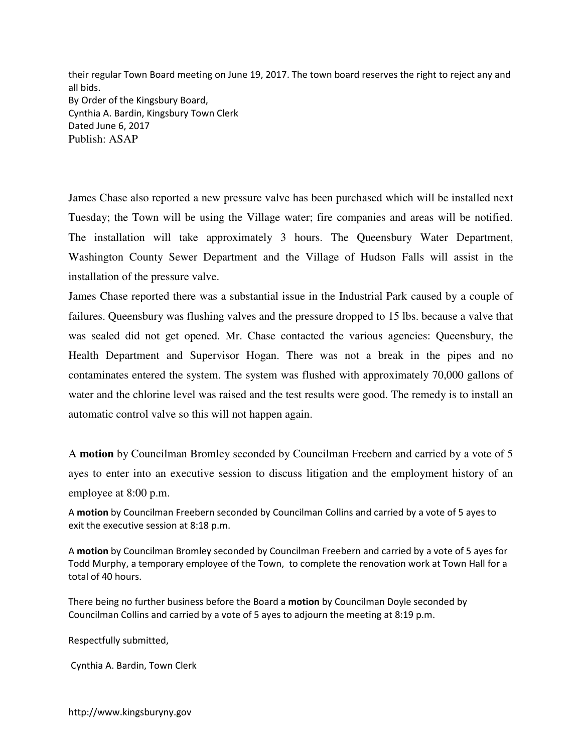their regular Town Board meeting on June 19, 2017. The town board reserves the right to reject any and all bids.
By Order of the Kingsbury Board,
Cynthia A. Bardin, Kingsbury Town Clerk
Dated June 6, 2017
Publish: ASAP

James Chase also reported a new pressure valve has been purchased which will be installed next Tuesday; the Town will be using the Village water; fire companies and areas will be notified. The installation will take approximately 3 hours. The Queensbury Water Department, Washington County Sewer Department and the Village of Hudson Falls will assist in the installation of the pressure valve.

James Chase reported there was a substantial issue in the Industrial Park caused by a couple of failures. Queensbury was flushing valves and the pressure dropped to 15 lbs. because a valve that was sealed did not get opened. Mr. Chase contacted the various agencies: Queensbury, the Health Department and Supervisor Hogan. There was not a break in the pipes and no contaminates entered the system. The system was flushed with approximately 70,000 gallons of water and the chlorine level was raised and the test results were good. The remedy is to install an automatic control valve so this will not happen again.

A **motion** by Councilman Bromley seconded by Councilman Freebern and carried by a vote of 5 ayes to enter into an executive session to discuss litigation and the employment history of an employee at 8:00 p.m.

A **motion** by Councilman Freebern seconded by Councilman Collins and carried by a vote of 5 ayes to exit the executive session at 8:18 p.m.

A **motion** by Councilman Bromley seconded by Councilman Freebern and carried by a vote of 5 ayes for Todd Murphy, a temporary employee of the Town, to complete the renovation work at Town Hall for a total of 40 hours.

There being no further business before the Board a **motion** by Councilman Doyle seconded by Councilman Collins and carried by a vote of 5 ayes to adjourn the meeting at 8:19 p.m.

Respectfully submitted,

Cynthia A. Bardin, Town Clerk

http://www.kingsburyny.gov